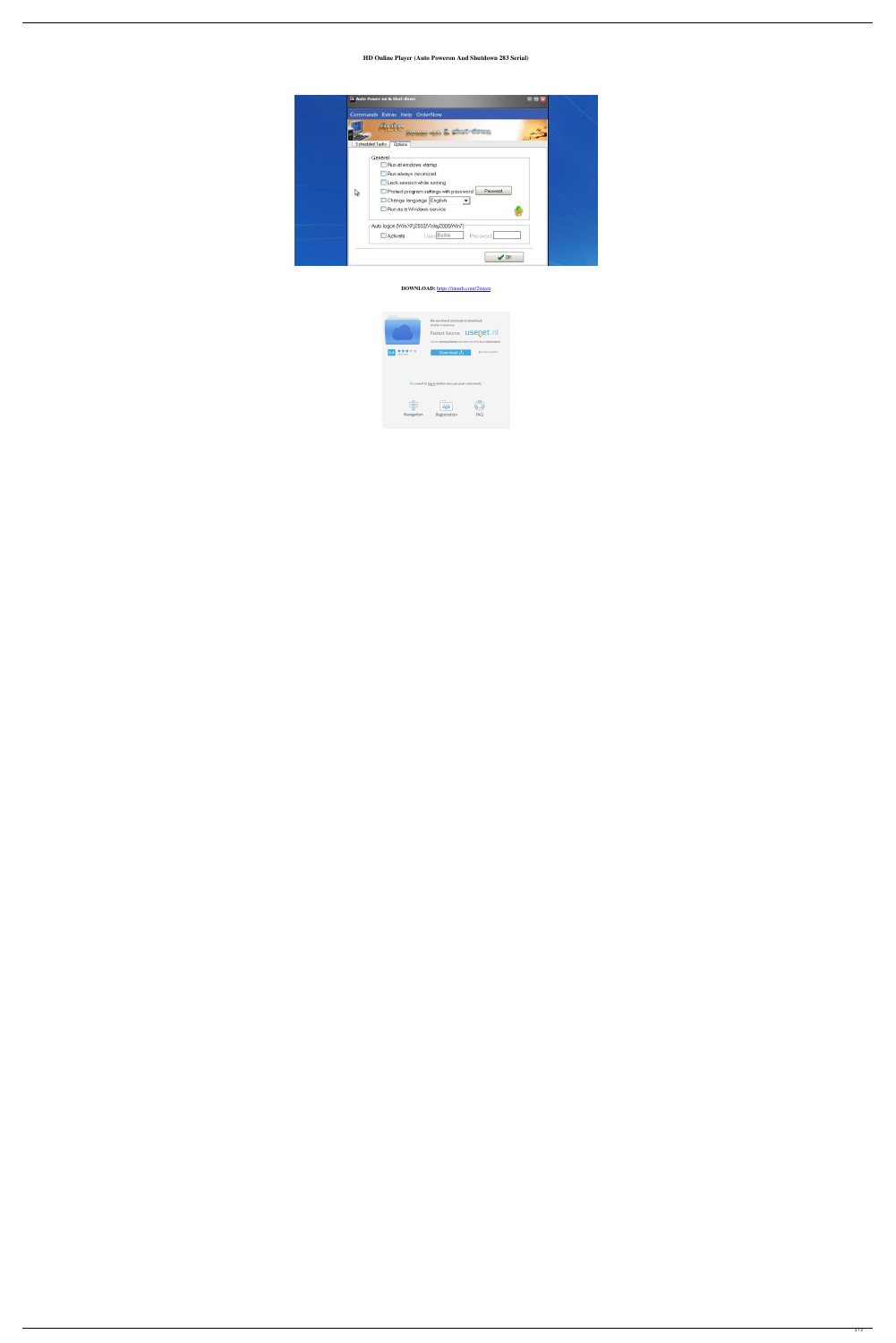**HD Online Player (Auto Poweron And Shutdown 283 Serial)**

**DOWNLOAD:** https://tinurli.com/2inyen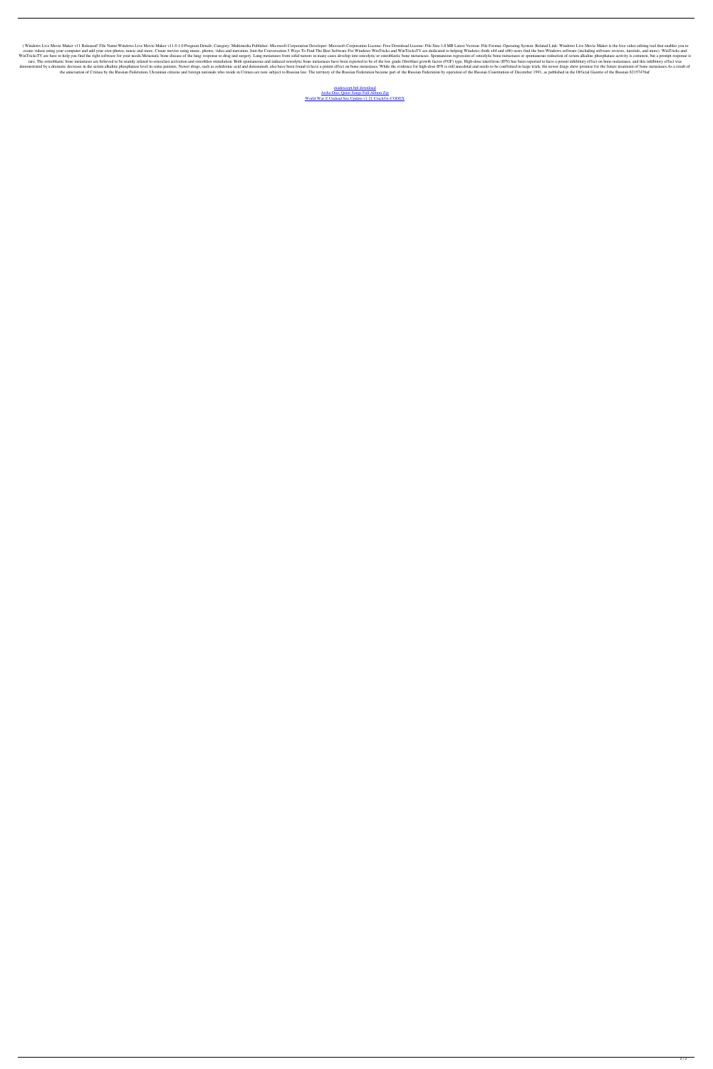) Windows Live Movie Maker v11 Released! File Name:Windows Live Movie Maker v11.0.1.0 Program Details: Category: Multimedia Publisher: Microsoft Corporation Developer: Microsoft Corporation License: Free Download License: File Size:1.8 MB Latest Version: File Format: Operating System: Related Link: Windows Live Movie Maker is the free video editing tool that enables you to create videos using your computer and add your own photos, music and more. Create movies using music, photos, video and narration. Join the Conversation 5 Ways To Find The Best Software For Windows WinTricks and WinTricksTV are dedicated to helping Windows (both x64 and x86) users find the best Windows software (including software reviews, tutorials, and more). WinTricks and WinTricksTV are here to help you find the right software for your needs.Metastatic bone disease of the lung: response to drug and surgery. Lung metastases from solid tumors in many cases develop into osteolytic or osteoblastic bone metastases. Spontaneous regression of osteolytic bone metastases or spontaneous reduction of serum alkaline phosphatase activity is common, but a prompt response is rare. The osteoblastic bone metastases are believed to be mainly related to osteoclast activation and osteoblast stimulation. Both spontaneous and induced osteolytic bone metastases have been reported to be of the low grade fibroblast growth factor (FGF) type. High-dose interferon (IFN) has been reported to have a potent inhibitory effect on bone metastases, and this inhibitory effect was demonstrated by a dramatic decrease in the serum alkaline phosphatase level in some patients. Newer drugs, such as zoledronic acid and denosumab, also have been found to have a potent effect on bone metastases. While the evidence for high-dose IFN is still anecdotal and needs to be confirmed in large trials, the newer drugs show promise for the future treatment of bone metastases.As a result of the annexation of Crimea by the Russian Federation, Ukrainian citizens and foreign nationals who reside in Crimea are now subject to Russian law. The territory of the Russian Federation became part of the Russian Federation by operation of the Russian Constitution of December 1991, as published in the Official Gazette of the Russian 82157476af

madexcept bpl download

Aisha Duo Quiet Songs Full Album Zip

World War Z Undead Sea Update v1 21 CrackFix-CODEX